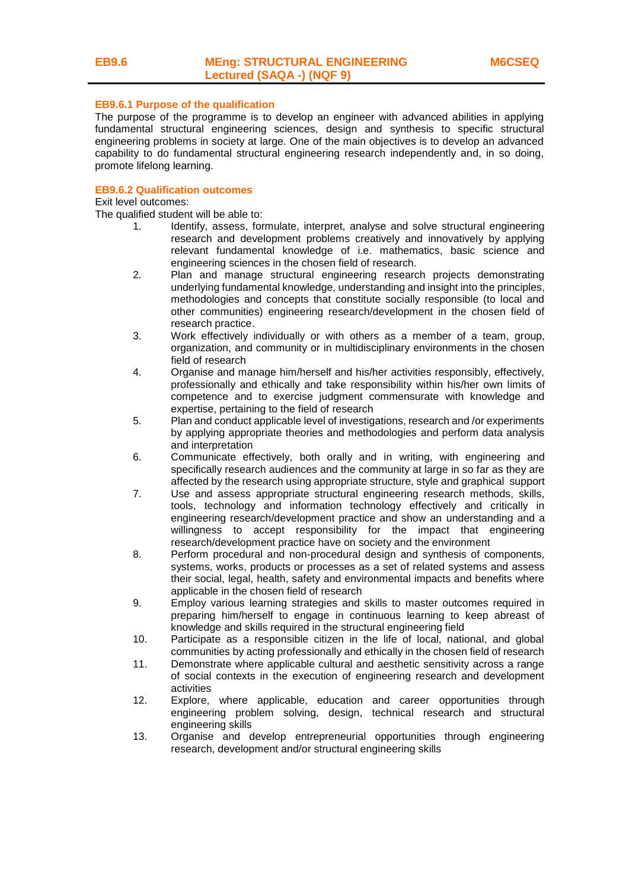## EB9.6 MEng: STRUCTURAL ENGINEERING Lectured (SAQA -) (NQF 9) M6CSEQ

### EB9.6.1 Purpose of the qualification

The purpose of the programme is to develop an engineer with advanced abilities in applying fundamental structural engineering sciences, design and synthesis to specific structural engineering problems in society at large. One of the main objectives is to develop an advanced capability to do fundamental structural engineering research independently and, in so doing, promote lifelong learning.

### EB9.6.2 Qualification outcomes

Exit level outcomes:

The qualified student will be able to:

1. Identify, assess, formulate, interpret, analyse and solve structural engineering research and development problems creatively and innovatively by applying relevant fundamental knowledge of i.e. mathematics, basic science and engineering sciences in the chosen field of research.
2. Plan and manage structural engineering research projects demonstrating underlying fundamental knowledge, understanding and insight into the principles, methodologies and concepts that constitute socially responsible (to local and other communities) engineering research/development in the chosen field of research practice.
3. Work effectively individually or with others as a member of a team, group, organization, and community or in multidisciplinary environments in the chosen field of research
4. Organise and manage him/herself and his/her activities responsibly, effectively, professionally and ethically and take responsibility within his/her own limits of competence and to exercise judgment commensurate with knowledge and expertise, pertaining to the field of research
5. Plan and conduct applicable level of investigations, research and /or experiments by applying appropriate theories and methodologies and perform data analysis and interpretation
6. Communicate effectively, both orally and in writing, with engineering and specifically research audiences and the community at large in so far as they are affected by the research using appropriate structure, style and graphical support
7. Use and assess appropriate structural engineering research methods, skills, tools, technology and information technology effectively and critically in engineering research/development practice and show an understanding and a willingness to accept responsibility for the impact that engineering research/development practice have on society and the environment
8. Perform procedural and non-procedural design and synthesis of components, systems, works, products or processes as a set of related systems and assess their social, legal, health, safety and environmental impacts and benefits where applicable in the chosen field of research
9. Employ various learning strategies and skills to master outcomes required in preparing him/herself to engage in continuous learning to keep abreast of knowledge and skills required in the structural engineering field
10. Participate as a responsible citizen in the life of local, national, and global communities by acting professionally and ethically in the chosen field of research
11. Demonstrate where applicable cultural and aesthetic sensitivity across a range of social contexts in the execution of engineering research and development activities
12. Explore, where applicable, education and career opportunities through engineering problem solving, design, technical research and structural engineering skills
13. Organise and develop entrepreneurial opportunities through engineering research, development and/or structural engineering skills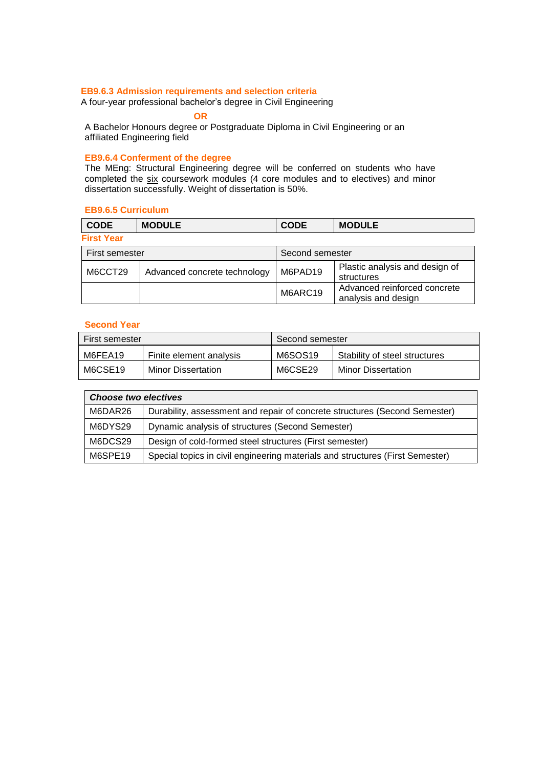### EB9.6.3 Admission requirements and selection criteria

A four-year professional bachelor's degree in Civil Engineering

**OR**

A Bachelor Honours degree or Postgraduate Diploma in Civil Engineering or an affiliated Engineering field

### EB9.6.4 Conferment of the degree

The MEng: Structural Engineering degree will be conferred on students who have completed the six coursework modules (4 core modules and to electives) and minor dissertation successfully. Weight of dissertation is 50%.

### EB9.6.5 Curriculum

**First Year**

| CODE | MODULE | CODE | MODULE |
|---|---|---|---|
| First semester | | Second semester | |
| M6CCT29 | Advanced concrete technology | M6PAD19 | Plastic analysis and design of structures |
| | | M6ARC19 | Advanced reinforced concrete analysis and design |

**Second Year**

| First semester | | Second semester | |
|---|---|---|---|
| M6FEA19 | Finite element analysis | M6SOS19 | Stability of steel structures |
| M6CSE19 | Minor Dissertation | M6CSE29 | Minor Dissertation |

| ***Choose two electives*** | |
|---|---|
| M6DAR26 | Durability, assessment and repair of concrete structures (Second Semester) |
| M6DYS29 | Dynamic analysis of structures (Second Semester) |
| M6DCS29 | Design of cold-formed steel structures (First semester) |
| M6SPE19 | Special topics in civil engineering materials and structures (First Semester) |